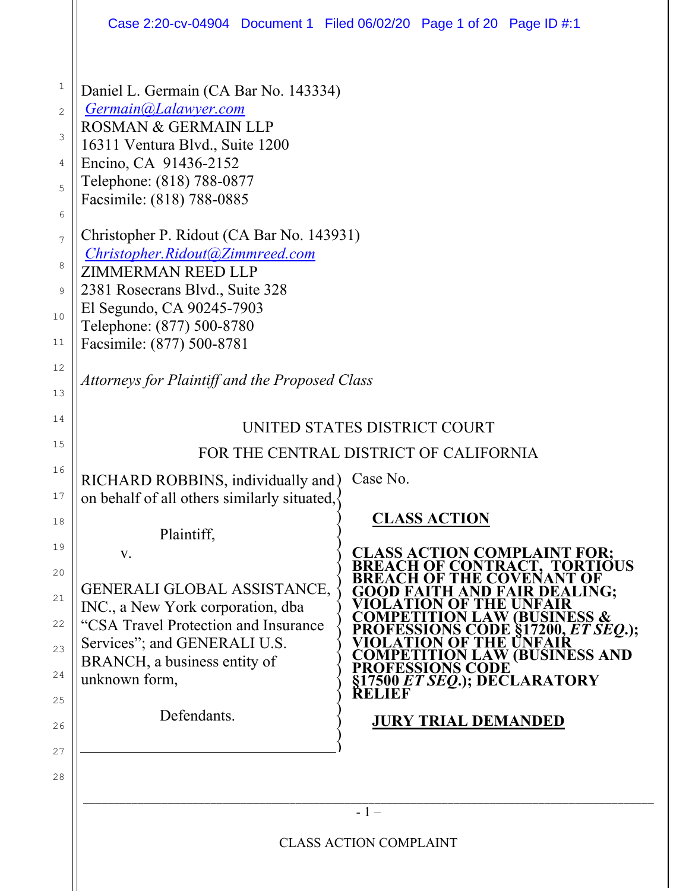Daniel L. Germain (CA Bar No. 143334)
Germain@Lalawyer.com
ROSMAN & GERMAIN LLP
16311 Ventura Blvd., Suite 1200
Encino, CA 91436-2152
Telephone: (818) 788-0877
Facsimile: (818) 788-0885

Christopher P. Ridout (CA Bar No. 143931)
Christopher.Ridout@Zimmreed.com
ZIMMERMAN REED LLP
2381 Rosecrans Blvd., Suite 328
El Segundo, CA 90245-7903
Telephone: (877) 500-8780
Facsimile: (877) 500-8781

*Attorneys for Plaintiff and the Proposed Class*

UNITED STATES DISTRICT COURT

FOR THE CENTRAL DISTRICT OF CALIFORNIA

RICHARD ROBBINS, individually and on behalf of all others similarly situated,

Plaintiff,

v.

GENERALI GLOBAL ASSISTANCE, INC., a New York corporation, dba "CSA Travel Protection and Insurance Services"; and GENERALI U.S. BRANCH, a business entity of unknown form,

Defendants.

Case No.

**CLASS ACTION**

**CLASS ACTION COMPLAINT FOR; BREACH OF CONTRACT, TORTIOUS BREACH OF THE COVENANT OF GOOD FAITH AND FAIR DEALING; VIOLATION OF THE UNFAIR COMPETITION LAW (BUSINESS & PROFESSIONS CODE §17200, *ET SEQ*.); VIOLATION OF THE UNFAIR COMPETITION LAW (BUSINESS AND PROFESSIONS CODE §17500 *ET SEQ*.); DECLARATORY RELIEF**

**JURY TRIAL DEMANDED**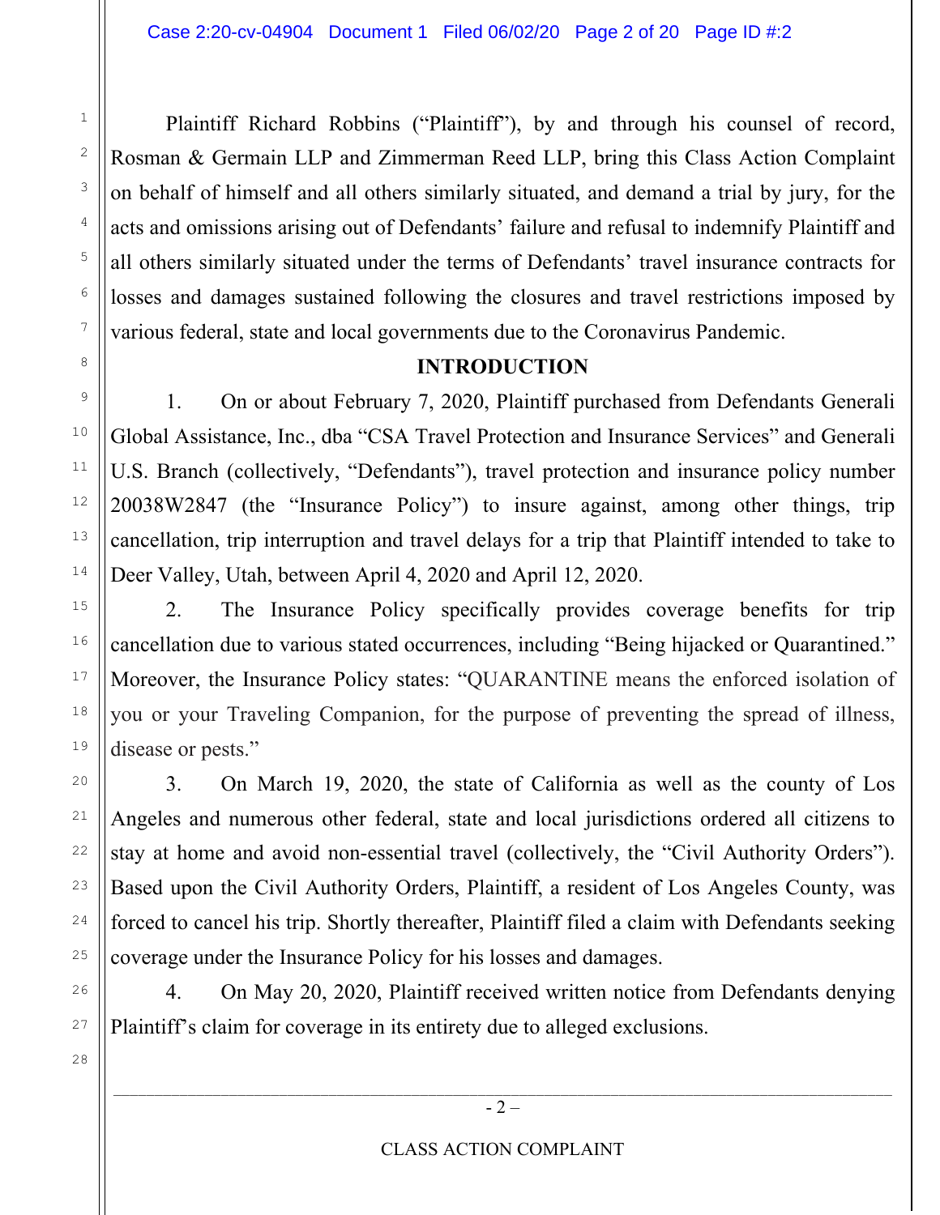Plaintiff Richard Robbins ("Plaintiff"), by and through his counsel of record, Rosman & Germain LLP and Zimmerman Reed LLP, bring this Class Action Complaint on behalf of himself and all others similarly situated, and demand a trial by jury, for the acts and omissions arising out of Defendants' failure and refusal to indemnify Plaintiff and all others similarly situated under the terms of Defendants' travel insurance contracts for losses and damages sustained following the closures and travel restrictions imposed by various federal, state and local governments due to the Coronavirus Pandemic.

## INTRODUCTION

1. On or about February 7, 2020, Plaintiff purchased from Defendants Generali Global Assistance, Inc., dba "CSA Travel Protection and Insurance Services" and Generali U.S. Branch (collectively, "Defendants"), travel protection and insurance policy number 20038W2847 (the "Insurance Policy") to insure against, among other things, trip cancellation, trip interruption and travel delays for a trip that Plaintiff intended to take to Deer Valley, Utah, between April 4, 2020 and April 12, 2020.

2. The Insurance Policy specifically provides coverage benefits for trip cancellation due to various stated occurrences, including "Being hijacked or Quarantined." Moreover, the Insurance Policy states: "QUARANTINE means the enforced isolation of you or your Traveling Companion, for the purpose of preventing the spread of illness, disease or pests."

3. On March 19, 2020, the state of California as well as the county of Los Angeles and numerous other federal, state and local jurisdictions ordered all citizens to stay at home and avoid non-essential travel (collectively, the "Civil Authority Orders"). Based upon the Civil Authority Orders, Plaintiff, a resident of Los Angeles County, was forced to cancel his trip. Shortly thereafter, Plaintiff filed a claim with Defendants seeking coverage under the Insurance Policy for his losses and damages.

4. On May 20, 2020, Plaintiff received written notice from Defendants denying Plaintiff's claim for coverage in its entirety due to alleged exclusions.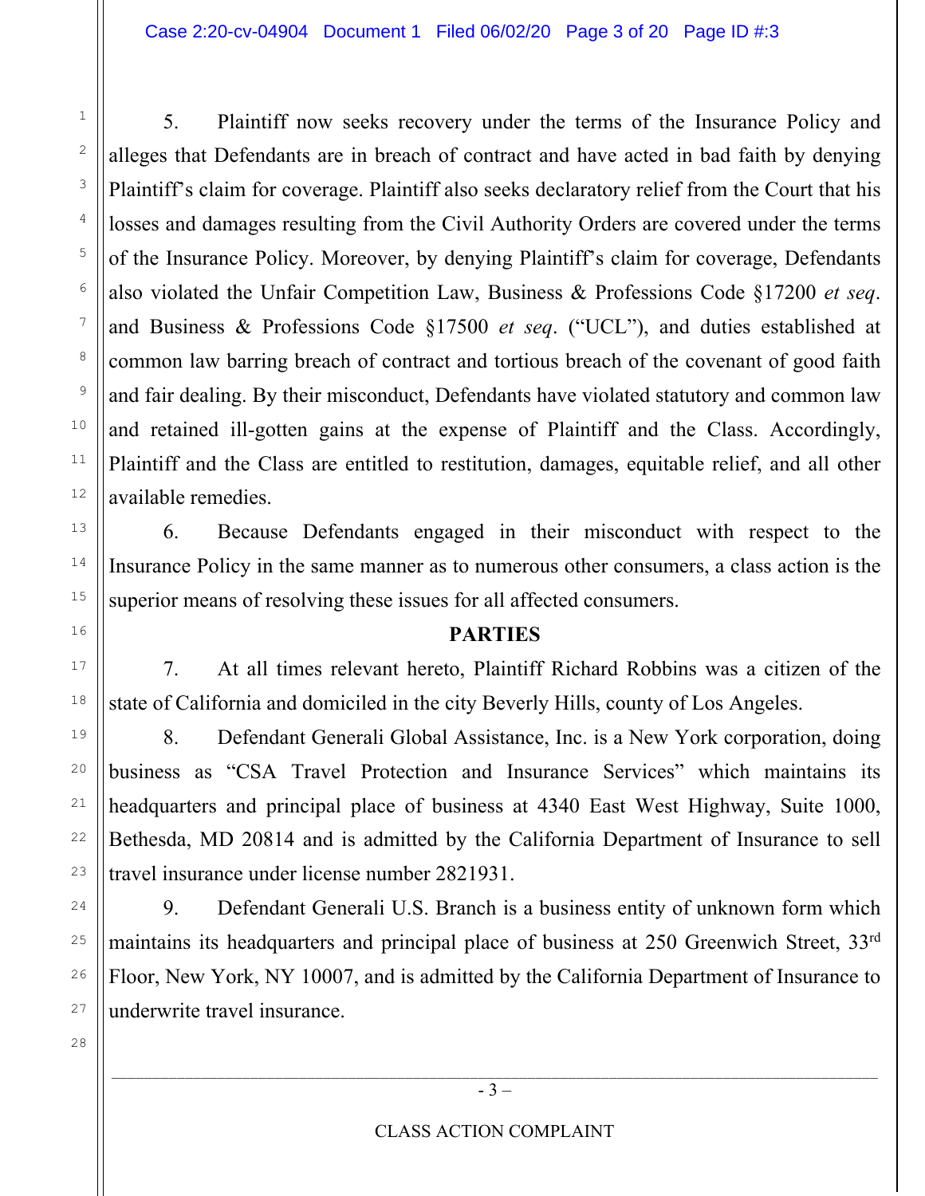5. Plaintiff now seeks recovery under the terms of the Insurance Policy and alleges that Defendants are in breach of contract and have acted in bad faith by denying Plaintiff's claim for coverage. Plaintiff also seeks declaratory relief from the Court that his losses and damages resulting from the Civil Authority Orders are covered under the terms of the Insurance Policy. Moreover, by denying Plaintiff's claim for coverage, Defendants also violated the Unfair Competition Law, Business & Professions Code §17200 *et seq*. and Business & Professions Code §17500 *et seq*. ("UCL"), and duties established at common law barring breach of contract and tortious breach of the covenant of good faith and fair dealing. By their misconduct, Defendants have violated statutory and common law and retained ill-gotten gains at the expense of Plaintiff and the Class. Accordingly, Plaintiff and the Class are entitled to restitution, damages, equitable relief, and all other available remedies.

6. Because Defendants engaged in their misconduct with respect to the Insurance Policy in the same manner as to numerous other consumers, a class action is the superior means of resolving these issues for all affected consumers.

## PARTIES

7. At all times relevant hereto, Plaintiff Richard Robbins was a citizen of the state of California and domiciled in the city Beverly Hills, county of Los Angeles.

8. Defendant Generali Global Assistance, Inc. is a New York corporation, doing business as "CSA Travel Protection and Insurance Services" which maintains its headquarters and principal place of business at 4340 East West Highway, Suite 1000, Bethesda, MD 20814 and is admitted by the California Department of Insurance to sell travel insurance under license number 2821931.

9. Defendant Generali U.S. Branch is a business entity of unknown form which maintains its headquarters and principal place of business at 250 Greenwich Street, 33rd Floor, New York, NY 10007, and is admitted by the California Department of Insurance to underwrite travel insurance.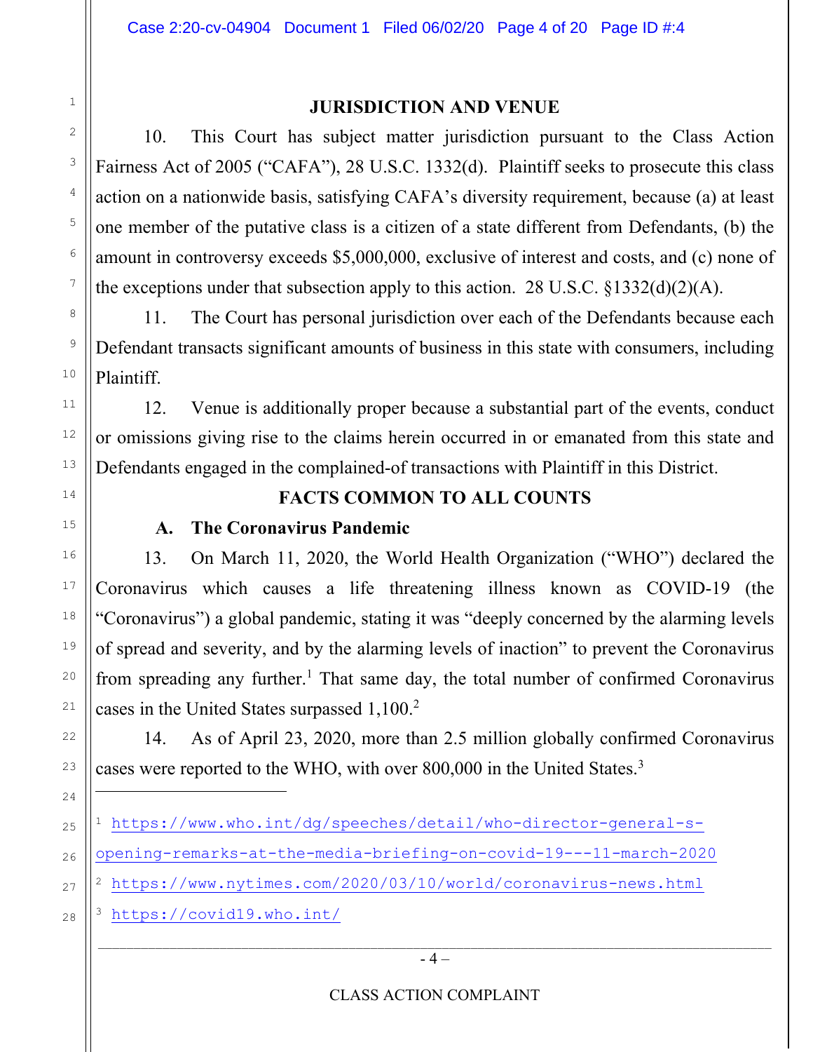## JURISDICTION AND VENUE

10. This Court has subject matter jurisdiction pursuant to the Class Action Fairness Act of 2005 ("CAFA"), 28 U.S.C. 1332(d). Plaintiff seeks to prosecute this class action on a nationwide basis, satisfying CAFA's diversity requirement, because (a) at least one member of the putative class is a citizen of a state different from Defendants, (b) the amount in controversy exceeds $5,000,000, exclusive of interest and costs, and (c) none of the exceptions under that subsection apply to this action. 28 U.S.C. §1332(d)(2)(A).

11. The Court has personal jurisdiction over each of the Defendants because each Defendant transacts significant amounts of business in this state with consumers, including Plaintiff.

12. Venue is additionally proper because a substantial part of the events, conduct or omissions giving rise to the claims herein occurred in or emanated from this state and Defendants engaged in the complained-of transactions with Plaintiff in this District.

## FACTS COMMON TO ALL COUNTS

### A. The Coronavirus Pandemic

13. On March 11, 2020, the World Health Organization ("WHO") declared the Coronavirus which causes a life threatening illness known as COVID-19 (the "Coronavirus") a global pandemic, stating it was "deeply concerned by the alarming levels of spread and severity, and by the alarming levels of inaction" to prevent the Coronavirus from spreading any further.[1] That same day, the total number of confirmed Coronavirus cases in the United States surpassed 1,100.[2]

14. As of April 23, 2020, more than 2.5 million globally confirmed Coronavirus cases were reported to the WHO, with over 800,000 in the United States.[3]

---

[1] https://www.who.int/dg/speeches/detail/who-director-general-s-opening-remarks-at-the-media-briefing-on-covid-19---11-march-2020

[2] https://www.nytimes.com/2020/03/10/world/coronavirus-news.html

[3] https://covid19.who.int/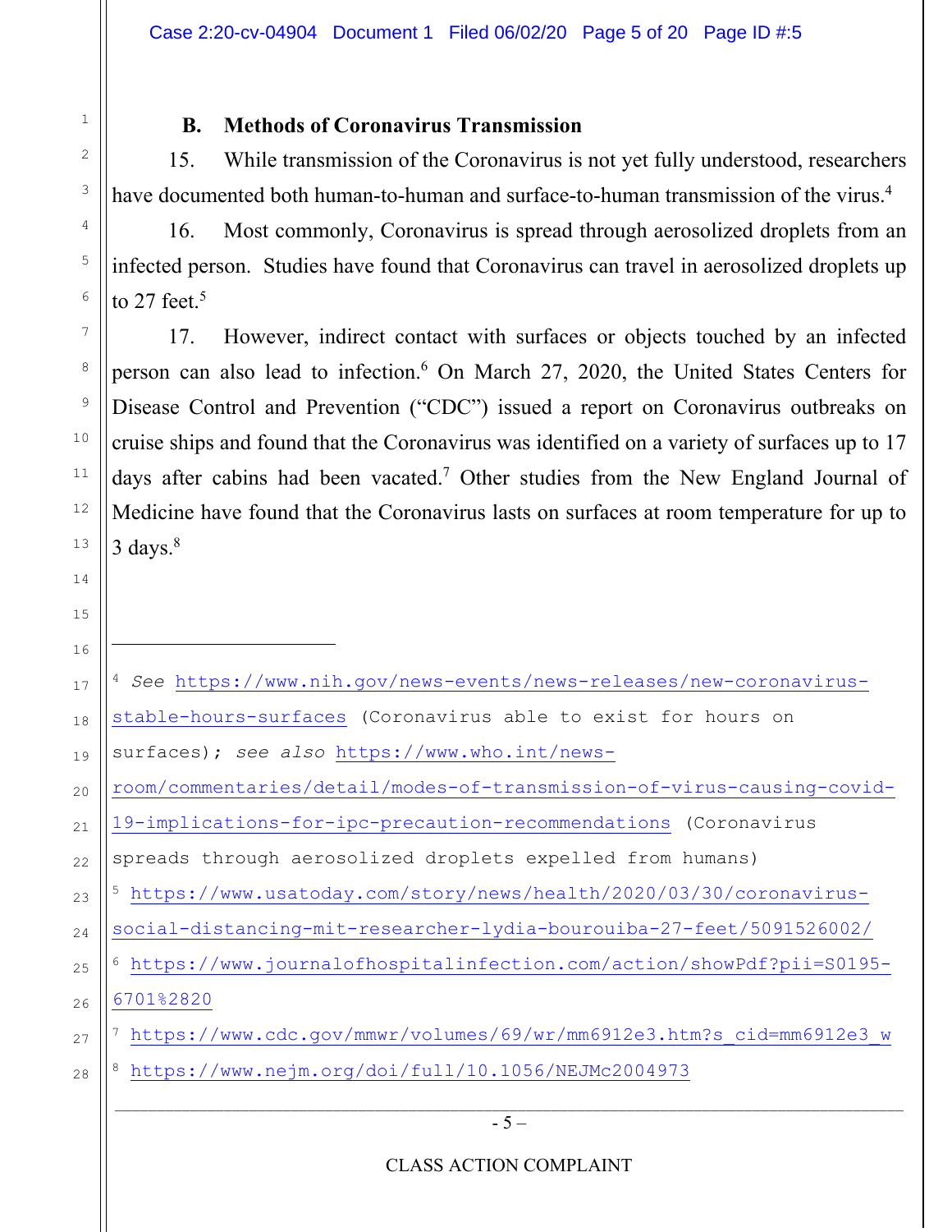### B. Methods of Coronavirus Transmission

15. While transmission of the Coronavirus is not yet fully understood, researchers have documented both human-to-human and surface-to-human transmission of the virus.[4]

16. Most commonly, Coronavirus is spread through aerosolized droplets from an infected person. Studies have found that Coronavirus can travel in aerosolized droplets up to 27 feet.[5]

17. However, indirect contact with surfaces or objects touched by an infected person can also lead to infection.[6] On March 27, 2020, the United States Centers for Disease Control and Prevention ("CDC") issued a report on Coronavirus outbreaks on cruise ships and found that the Coronavirus was identified on a variety of surfaces up to 17 days after cabins had been vacated.[7] Other studies from the New England Journal of Medicine have found that the Coronavirus lasts on surfaces at room temperature for up to 3 days.[8]

---

[4] *See* https://www.nih.gov/news-events/news-releases/new-coronavirus-stable-hours-surfaces (Coronavirus able to exist for hours on surfaces); *see also* https://www.who.int/news-room/commentaries/detail/modes-of-transmission-of-virus-causing-covid-19-implications-for-ipc-precaution-recommendations (Coronavirus spreads through aerosolized droplets expelled from humans)

[5] https://www.usatoday.com/story/news/health/2020/03/30/coronavirus-social-distancing-mit-researcher-lydia-bourouiba-27-feet/5091526002/

[6] https://www.journalofhospitalinfection.com/action/showPdf?pii=S0195-6701%2820

[7] https://www.cdc.gov/mmwr/volumes/69/wr/mm6912e3.htm?s_cid=mm6912e3_w

[8] https://www.nejm.org/doi/full/10.1056/NEJMc2004973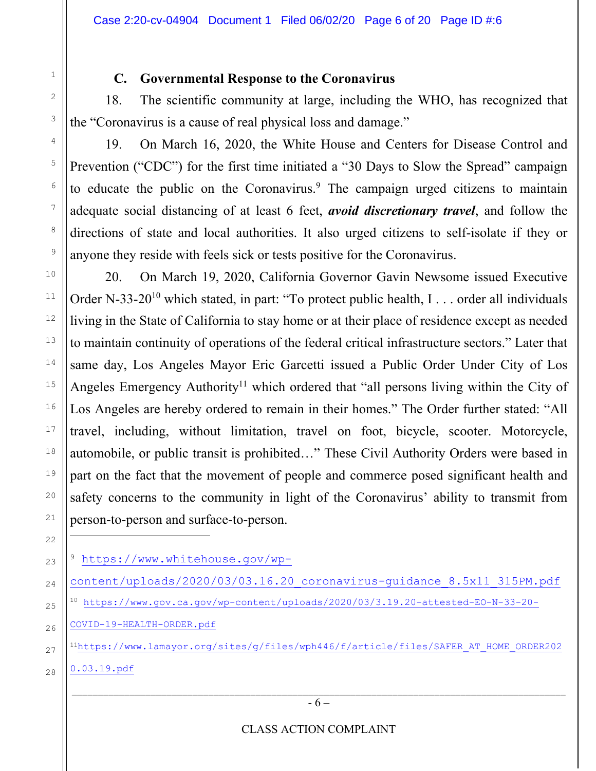### C. Governmental Response to the Coronavirus

18. The scientific community at large, including the WHO, has recognized that the "Coronavirus is a cause of real physical loss and damage."

19. On March 16, 2020, the White House and Centers for Disease Control and Prevention ("CDC") for the first time initiated a "30 Days to Slow the Spread" campaign to educate the public on the Coronavirus.[9] The campaign urged citizens to maintain adequate social distancing of at least 6 feet, ***avoid discretionary travel***, and follow the directions of state and local authorities. It also urged citizens to self-isolate if they or anyone they reside with feels sick or tests positive for the Coronavirus.

20. On March 19, 2020, California Governor Gavin Newsome issued Executive Order N-33-20[10] which stated, in part: "To protect public health, I . . . order all individuals living in the State of California to stay home or at their place of residence except as needed to maintain continuity of operations of the federal critical infrastructure sectors." Later that same day, Los Angeles Mayor Eric Garcetti issued a Public Order Under City of Los Angeles Emergency Authority[11] which ordered that "all persons living within the City of Los Angeles are hereby ordered to remain in their homes." The Order further stated: "All travel, including, without limitation, travel on foot, bicycle, scooter. Motorcycle, automobile, or public transit is prohibited…" These Civil Authority Orders were based in part on the fact that the movement of people and commerce posed significant health and safety concerns to the community in light of the Coronavirus' ability to transmit from person-to-person and surface-to-person.

---

[9] https://www.whitehouse.gov/wp-content/uploads/2020/03/03.16.20_coronavirus-guidance_8.5x11_315PM.pdf

[10] https://www.gov.ca.gov/wp-content/uploads/2020/03/3.19.20-attested-EO-N-33-20-COVID-19-HEALTH-ORDER.pdf

[11] https://www.lamayor.org/sites/g/files/wph446/f/article/files/SAFER_AT_HOME_ORDER2020.03.19.pdf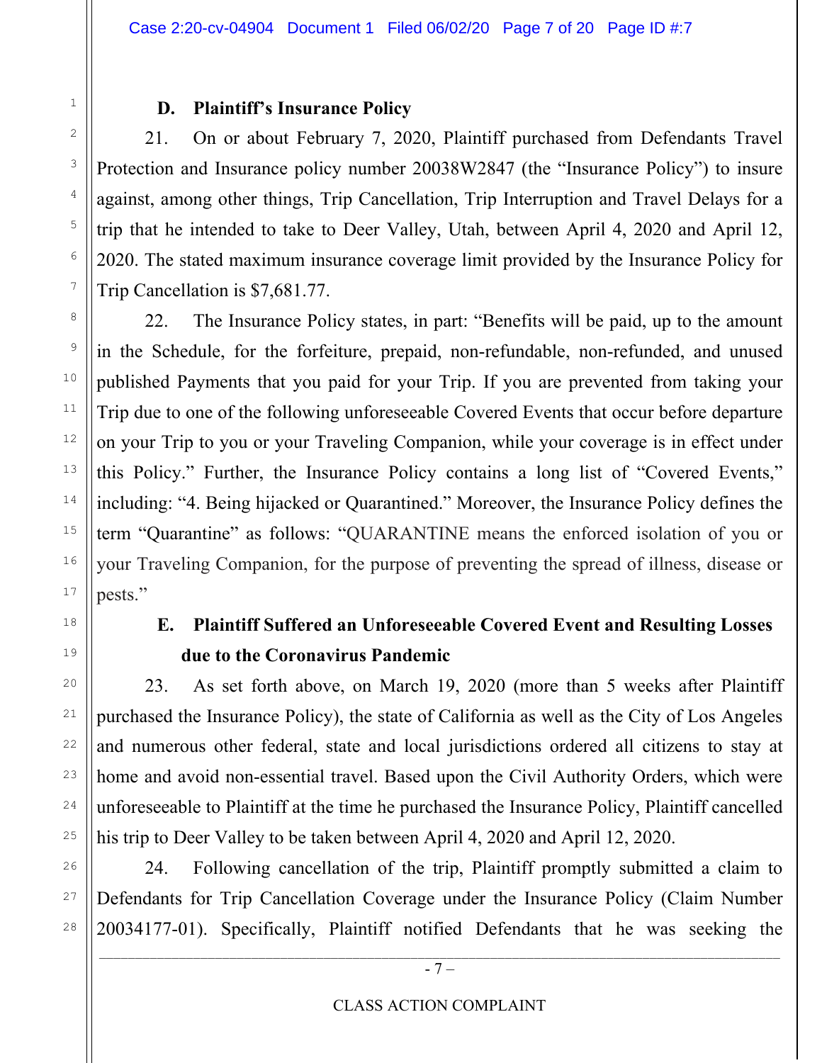### D. Plaintiff's Insurance Policy

21. On or about February 7, 2020, Plaintiff purchased from Defendants Travel Protection and Insurance policy number 20038W2847 (the "Insurance Policy") to insure against, among other things, Trip Cancellation, Trip Interruption and Travel Delays for a trip that he intended to take to Deer Valley, Utah, between April 4, 2020 and April 12, 2020. The stated maximum insurance coverage limit provided by the Insurance Policy for Trip Cancellation is $7,681.77.

22. The Insurance Policy states, in part: "Benefits will be paid, up to the amount in the Schedule, for the forfeiture, prepaid, non-refundable, non-refunded, and unused published Payments that you paid for your Trip. If you are prevented from taking your Trip due to one of the following unforeseeable Covered Events that occur before departure on your Trip to you or your Traveling Companion, while your coverage is in effect under this Policy." Further, the Insurance Policy contains a long list of "Covered Events," including: "4. Being hijacked or Quarantined." Moreover, the Insurance Policy defines the term "Quarantine" as follows: "QUARANTINE means the enforced isolation of you or your Traveling Companion, for the purpose of preventing the spread of illness, disease or pests."

### E. Plaintiff Suffered an Unforeseeable Covered Event and Resulting Losses due to the Coronavirus Pandemic

23. As set forth above, on March 19, 2020 (more than 5 weeks after Plaintiff purchased the Insurance Policy), the state of California as well as the City of Los Angeles and numerous other federal, state and local jurisdictions ordered all citizens to stay at home and avoid non-essential travel. Based upon the Civil Authority Orders, which were unforeseeable to Plaintiff at the time he purchased the Insurance Policy, Plaintiff cancelled his trip to Deer Valley to be taken between April 4, 2020 and April 12, 2020.

24. Following cancellation of the trip, Plaintiff promptly submitted a claim to Defendants for Trip Cancellation Coverage under the Insurance Policy (Claim Number 20034177-01). Specifically, Plaintiff notified Defendants that he was seeking the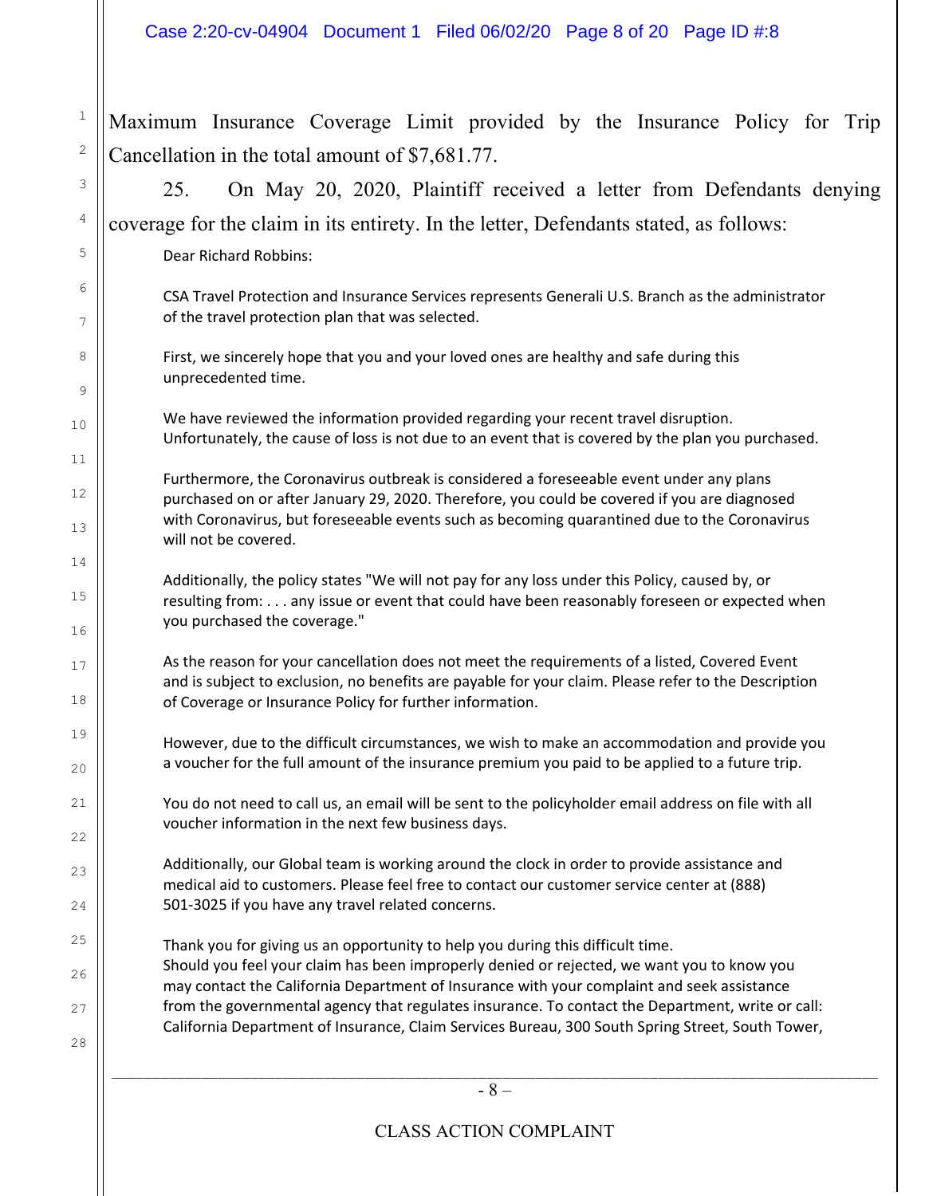Maximum Insurance Coverage Limit provided by the Insurance Policy for Trip Cancellation in the total amount of $7,681.77.

25. On May 20, 2020, Plaintiff received a letter from Defendants denying coverage for the claim in its entirety. In the letter, Defendants stated, as follows:

> Dear Richard Robbins:
>
> CSA Travel Protection and Insurance Services represents Generali U.S. Branch as the administrator of the travel protection plan that was selected.
>
> First, we sincerely hope that you and your loved ones are healthy and safe during this unprecedented time.
>
> We have reviewed the information provided regarding your recent travel disruption. Unfortunately, the cause of loss is not due to an event that is covered by the plan you purchased.
>
> Furthermore, the Coronavirus outbreak is considered a foreseeable event under any plans purchased on or after January 29, 2020. Therefore, you could be covered if you are diagnosed with Coronavirus, but foreseeable events such as becoming quarantined due to the Coronavirus will not be covered.
>
> Additionally, the policy states "We will not pay for any loss under this Policy, caused by, or resulting from: . . . any issue or event that could have been reasonably foreseen or expected when you purchased the coverage."
>
> As the reason for your cancellation does not meet the requirements of a listed, Covered Event and is subject to exclusion, no benefits are payable for your claim. Please refer to the Description of Coverage or Insurance Policy for further information.
>
> However, due to the difficult circumstances, we wish to make an accommodation and provide you a voucher for the full amount of the insurance premium you paid to be applied to a future trip.
>
> You do not need to call us, an email will be sent to the policyholder email address on file with all voucher information in the next few business days.
>
> Additionally, our Global team is working around the clock in order to provide assistance and medical aid to customers. Please feel free to contact our customer service center at (888) 501-3025 if you have any travel related concerns.
>
> Thank you for giving us an opportunity to help you during this difficult time.
> Should you feel your claim has been improperly denied or rejected, we want you to know you may contact the California Department of Insurance with your complaint and seek assistance from the governmental agency that regulates insurance. To contact the Department, write or call: California Department of Insurance, Claim Services Bureau, 300 South Spring Street, South Tower,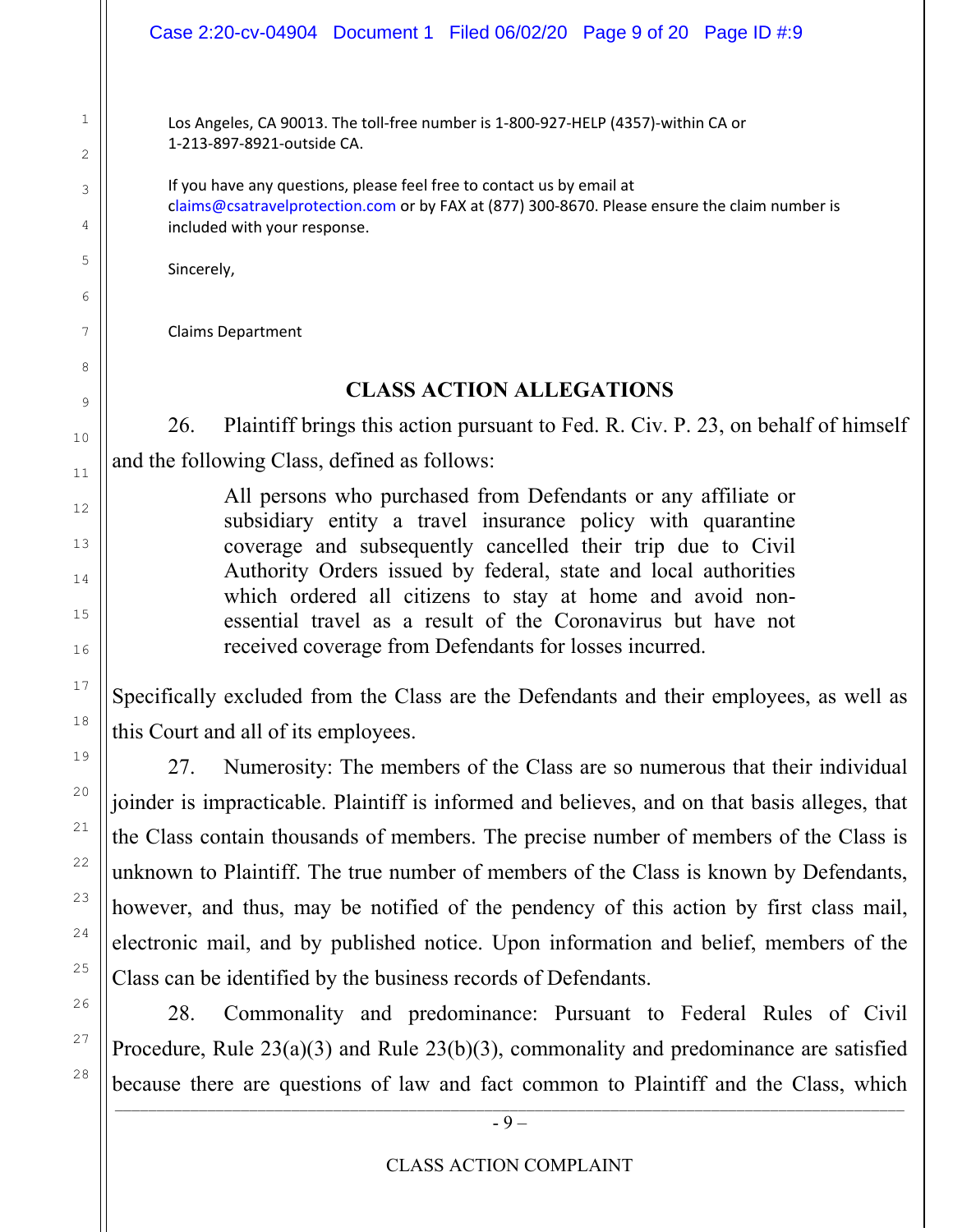Los Angeles, CA 90013. The toll-free number is 1-800-927-HELP (4357)-within CA or 1-213-897-8921-outside CA.

If you have any questions, please feel free to contact us by email at claims@csatravelprotection.com or by FAX at (877) 300-8670. Please ensure the claim number is included with your response.

Sincerely,

Claims Department

## CLASS ACTION ALLEGATIONS

26. Plaintiff brings this action pursuant to Fed. R. Civ. P. 23, on behalf of himself and the following Class, defined as follows:

> All persons who purchased from Defendants or any affiliate or subsidiary entity a travel insurance policy with quarantine coverage and subsequently cancelled their trip due to Civil Authority Orders issued by federal, state and local authorities which ordered all citizens to stay at home and avoid non-essential travel as a result of the Coronavirus but have not received coverage from Defendants for losses incurred.

Specifically excluded from the Class are the Defendants and their employees, as well as this Court and all of its employees.

27. Numerosity: The members of the Class are so numerous that their individual joinder is impracticable. Plaintiff is informed and believes, and on that basis alleges, that the Class contain thousands of members. The precise number of members of the Class is unknown to Plaintiff. The true number of members of the Class is known by Defendants, however, and thus, may be notified of the pendency of this action by first class mail, electronic mail, and by published notice. Upon information and belief, members of the Class can be identified by the business records of Defendants.

28. Commonality and predominance: Pursuant to Federal Rules of Civil Procedure, Rule 23(a)(3) and Rule 23(b)(3), commonality and predominance are satisfied because there are questions of law and fact common to Plaintiff and the Class, which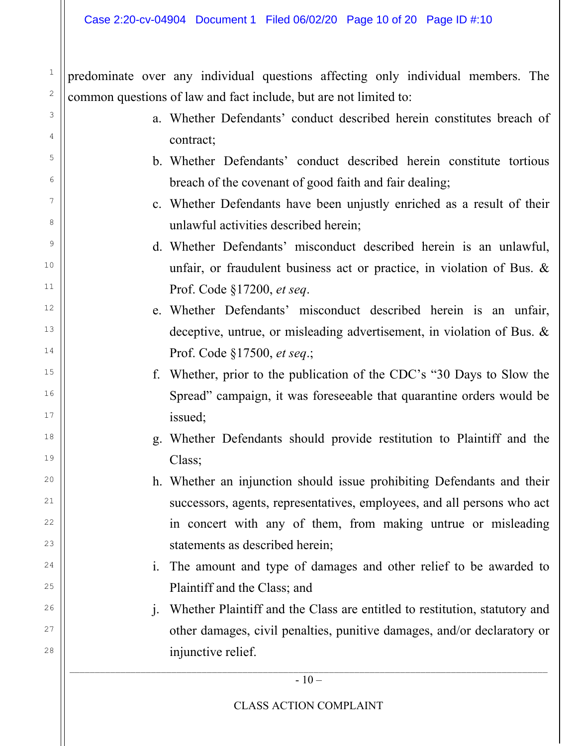predominate over any individual questions affecting only individual members. The common questions of law and fact include, but are not limited to:

a. Whether Defendants' conduct described herein constitutes breach of contract;

b. Whether Defendants' conduct described herein constitute tortious breach of the covenant of good faith and fair dealing;

c. Whether Defendants have been unjustly enriched as a result of their unlawful activities described herein;

d. Whether Defendants' misconduct described herein is an unlawful, unfair, or fraudulent business act or practice, in violation of Bus. & Prof. Code §17200, *et seq*.

e. Whether Defendants' misconduct described herein is an unfair, deceptive, untrue, or misleading advertisement, in violation of Bus. & Prof. Code §17500, *et seq*.;

f. Whether, prior to the publication of the CDC's "30 Days to Slow the Spread" campaign, it was foreseeable that quarantine orders would be issued;

g. Whether Defendants should provide restitution to Plaintiff and the Class;

h. Whether an injunction should issue prohibiting Defendants and their successors, agents, representatives, employees, and all persons who act in concert with any of them, from making untrue or misleading statements as described herein;

i. The amount and type of damages and other relief to be awarded to Plaintiff and the Class; and

j. Whether Plaintiff and the Class are entitled to restitution, statutory and other damages, civil penalties, punitive damages, and/or declaratory or injunctive relief.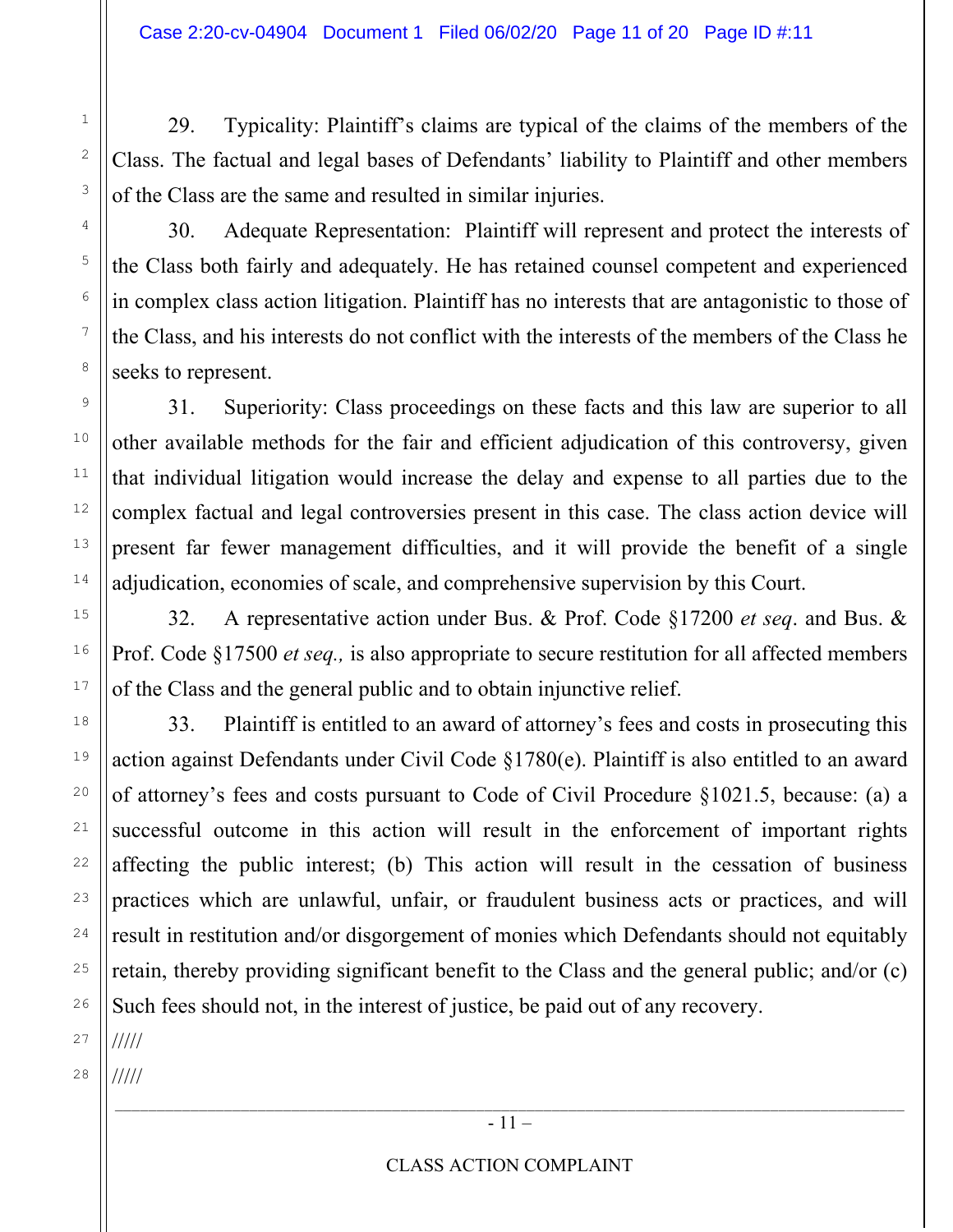29. Typicality: Plaintiff's claims are typical of the claims of the members of the Class. The factual and legal bases of Defendants' liability to Plaintiff and other members of the Class are the same and resulted in similar injuries.

30. Adequate Representation: Plaintiff will represent and protect the interests of the Class both fairly and adequately. He has retained counsel competent and experienced in complex class action litigation. Plaintiff has no interests that are antagonistic to those of the Class, and his interests do not conflict with the interests of the members of the Class he seeks to represent.

31. Superiority: Class proceedings on these facts and this law are superior to all other available methods for the fair and efficient adjudication of this controversy, given that individual litigation would increase the delay and expense to all parties due to the complex factual and legal controversies present in this case. The class action device will present far fewer management difficulties, and it will provide the benefit of a single adjudication, economies of scale, and comprehensive supervision by this Court.

32. A representative action under Bus. & Prof. Code §17200 *et seq*. and Bus. & Prof. Code §17500 *et seq.,* is also appropriate to secure restitution for all affected members of the Class and the general public and to obtain injunctive relief.

33. Plaintiff is entitled to an award of attorney's fees and costs in prosecuting this action against Defendants under Civil Code §1780(e). Plaintiff is also entitled to an award of attorney's fees and costs pursuant to Code of Civil Procedure §1021.5, because: (a) a successful outcome in this action will result in the enforcement of important rights affecting the public interest; (b) This action will result in the cessation of business practices which are unlawful, unfair, or fraudulent business acts or practices, and will result in restitution and/or disgorgement of monies which Defendants should not equitably retain, thereby providing significant benefit to the Class and the general public; and/or (c) Such fees should not, in the interest of justice, be paid out of any recovery.

/////

/////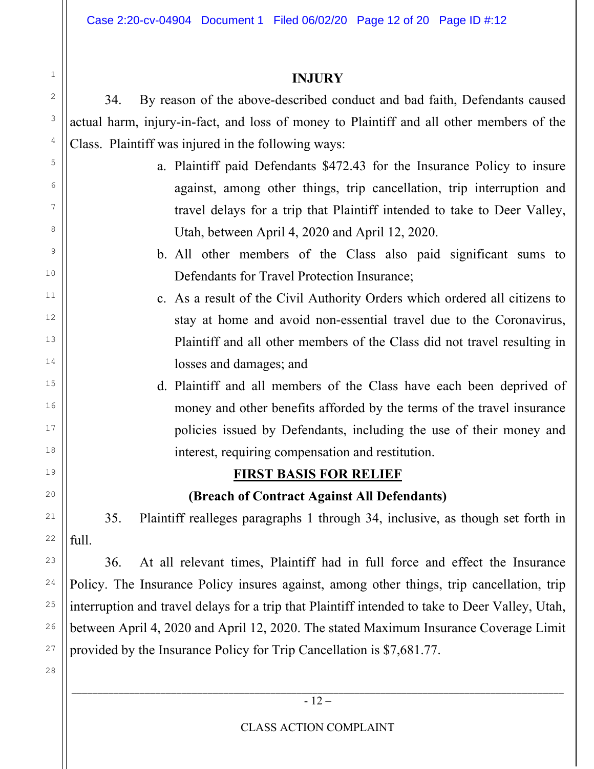## INJURY

34. By reason of the above-described conduct and bad faith, Defendants caused actual harm, injury-in-fact, and loss of money to Plaintiff and all other members of the Class. Plaintiff was injured in the following ways:

a. Plaintiff paid Defendants $472.43 for the Insurance Policy to insure against, among other things, trip cancellation, trip interruption and travel delays for a trip that Plaintiff intended to take to Deer Valley, Utah, between April 4, 2020 and April 12, 2020.

b. All other members of the Class also paid significant sums to Defendants for Travel Protection Insurance;

c. As a result of the Civil Authority Orders which ordered all citizens to stay at home and avoid non-essential travel due to the Coronavirus, Plaintiff and all other members of the Class did not travel resulting in losses and damages; and

d. Plaintiff and all members of the Class have each been deprived of money and other benefits afforded by the terms of the travel insurance policies issued by Defendants, including the use of their money and interest, requiring compensation and restitution.

## FIRST BASIS FOR RELIEF

### (Breach of Contract Against All Defendants)

35. Plaintiff realleges paragraphs 1 through 34, inclusive, as though set forth in full.

36. At all relevant times, Plaintiff had in full force and effect the Insurance Policy. The Insurance Policy insures against, among other things, trip cancellation, trip interruption and travel delays for a trip that Plaintiff intended to take to Deer Valley, Utah, between April 4, 2020 and April 12, 2020. The stated Maximum Insurance Coverage Limit provided by the Insurance Policy for Trip Cancellation is $7,681.77.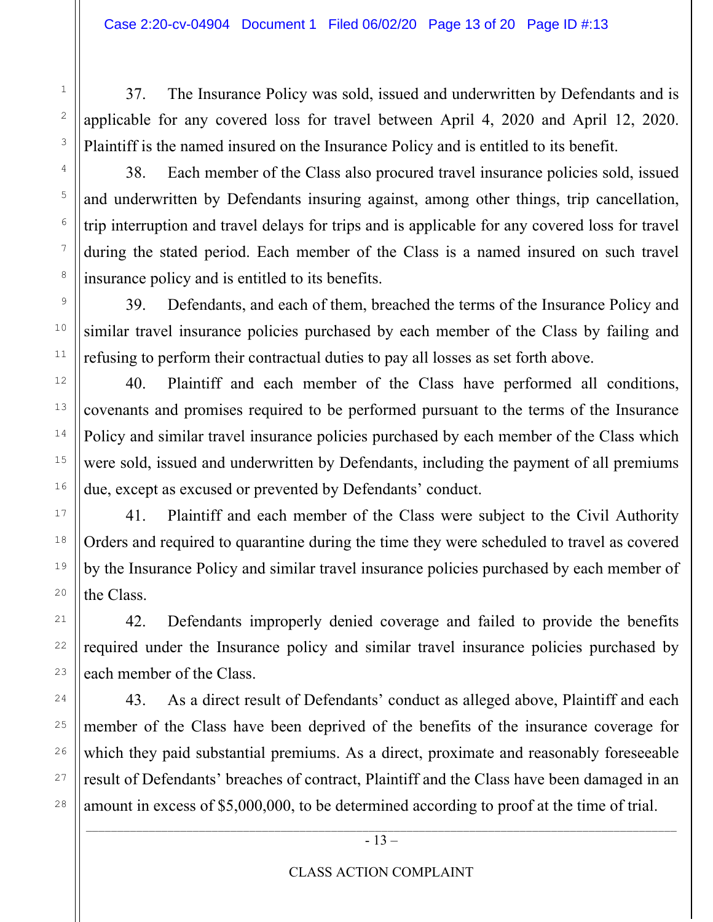37. The Insurance Policy was sold, issued and underwritten by Defendants and is applicable for any covered loss for travel between April 4, 2020 and April 12, 2020. Plaintiff is the named insured on the Insurance Policy and is entitled to its benefit.

38. Each member of the Class also procured travel insurance policies sold, issued and underwritten by Defendants insuring against, among other things, trip cancellation, trip interruption and travel delays for trips and is applicable for any covered loss for travel during the stated period. Each member of the Class is a named insured on such travel insurance policy and is entitled to its benefits.

39. Defendants, and each of them, breached the terms of the Insurance Policy and similar travel insurance policies purchased by each member of the Class by failing and refusing to perform their contractual duties to pay all losses as set forth above.

40. Plaintiff and each member of the Class have performed all conditions, covenants and promises required to be performed pursuant to the terms of the Insurance Policy and similar travel insurance policies purchased by each member of the Class which were sold, issued and underwritten by Defendants, including the payment of all premiums due, except as excused or prevented by Defendants' conduct.

41. Plaintiff and each member of the Class were subject to the Civil Authority Orders and required to quarantine during the time they were scheduled to travel as covered by the Insurance Policy and similar travel insurance policies purchased by each member of the Class.

42. Defendants improperly denied coverage and failed to provide the benefits required under the Insurance policy and similar travel insurance policies purchased by each member of the Class.

43. As a direct result of Defendants' conduct as alleged above, Plaintiff and each member of the Class have been deprived of the benefits of the insurance coverage for which they paid substantial premiums. As a direct, proximate and reasonably foreseeable result of Defendants' breaches of contract, Plaintiff and the Class have been damaged in an amount in excess of $5,000,000, to be determined according to proof at the time of trial.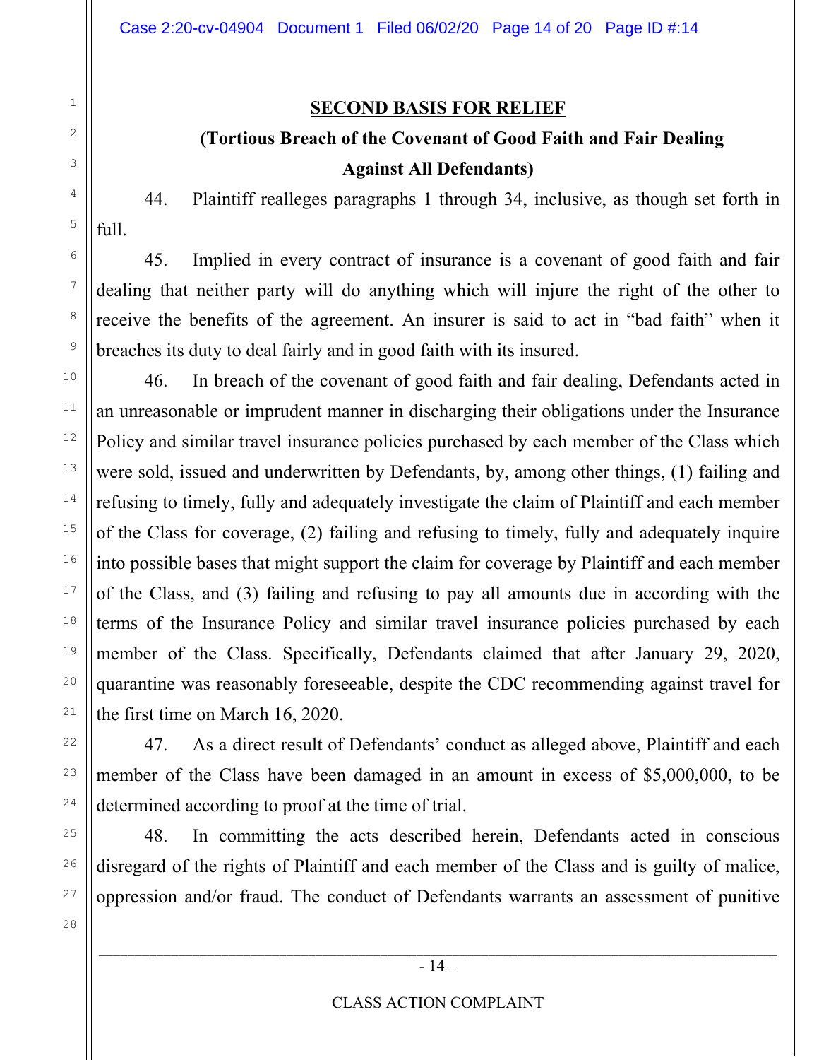## SECOND BASIS FOR RELIEF

### (Tortious Breach of the Covenant of Good Faith and Fair Dealing Against All Defendants)

44. Plaintiff realleges paragraphs 1 through 34, inclusive, as though set forth in full.

45. Implied in every contract of insurance is a covenant of good faith and fair dealing that neither party will do anything which will injure the right of the other to receive the benefits of the agreement. An insurer is said to act in "bad faith" when it breaches its duty to deal fairly and in good faith with its insured.

46. In breach of the covenant of good faith and fair dealing, Defendants acted in an unreasonable or imprudent manner in discharging their obligations under the Insurance Policy and similar travel insurance policies purchased by each member of the Class which were sold, issued and underwritten by Defendants, by, among other things, (1) failing and refusing to timely, fully and adequately investigate the claim of Plaintiff and each member of the Class for coverage, (2) failing and refusing to timely, fully and adequately inquire into possible bases that might support the claim for coverage by Plaintiff and each member of the Class, and (3) failing and refusing to pay all amounts due in according with the terms of the Insurance Policy and similar travel insurance policies purchased by each member of the Class. Specifically, Defendants claimed that after January 29, 2020, quarantine was reasonably foreseeable, despite the CDC recommending against travel for the first time on March 16, 2020.

47. As a direct result of Defendants' conduct as alleged above, Plaintiff and each member of the Class have been damaged in an amount in excess of $5,000,000, to be determined according to proof at the time of trial.

48. In committing the acts described herein, Defendants acted in conscious disregard of the rights of Plaintiff and each member of the Class and is guilty of malice, oppression and/or fraud. The conduct of Defendants warrants an assessment of punitive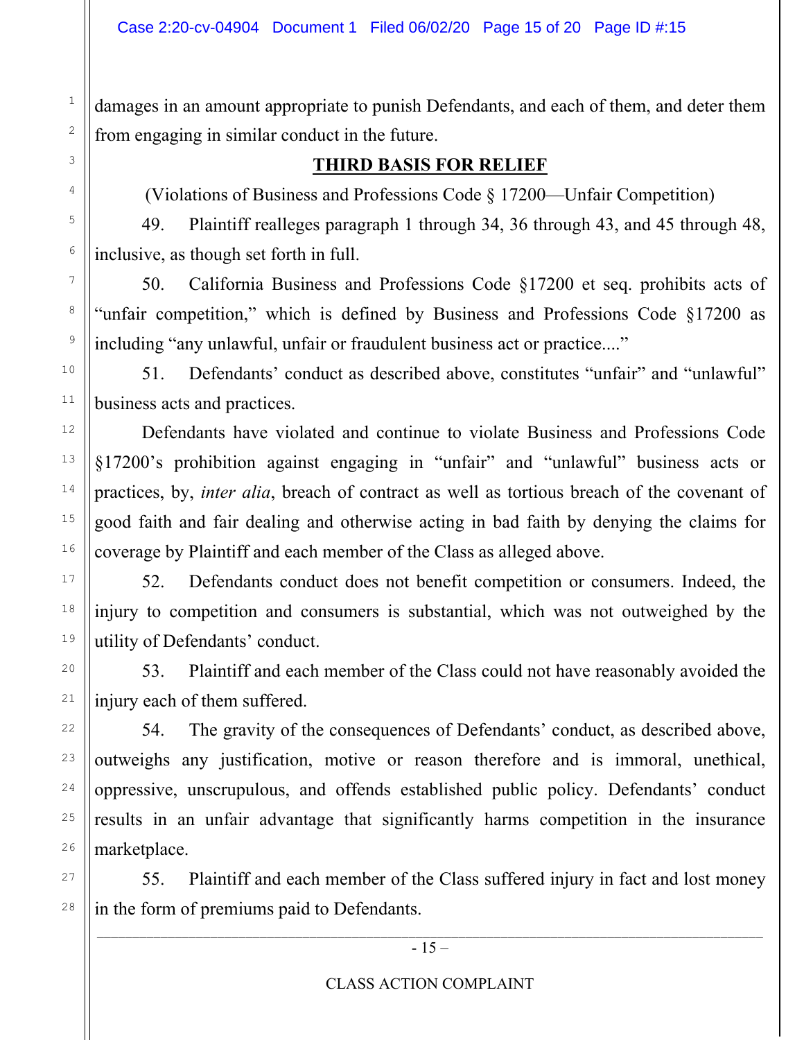damages in an amount appropriate to punish Defendants, and each of them, and deter them from engaging in similar conduct in the future.

## THIRD BASIS FOR RELIEF

(Violations of Business and Professions Code § 17200—Unfair Competition)

49. Plaintiff realleges paragraph 1 through 34, 36 through 43, and 45 through 48, inclusive, as though set forth in full.

50. California Business and Professions Code §17200 et seq. prohibits acts of "unfair competition," which is defined by Business and Professions Code §17200 as including "any unlawful, unfair or fraudulent business act or practice...."

51. Defendants' conduct as described above, constitutes "unfair" and "unlawful" business acts and practices.

Defendants have violated and continue to violate Business and Professions Code §17200's prohibition against engaging in "unfair" and "unlawful" business acts or practices, by, *inter alia*, breach of contract as well as tortious breach of the covenant of good faith and fair dealing and otherwise acting in bad faith by denying the claims for coverage by Plaintiff and each member of the Class as alleged above.

52. Defendants conduct does not benefit competition or consumers. Indeed, the injury to competition and consumers is substantial, which was not outweighed by the utility of Defendants' conduct.

53. Plaintiff and each member of the Class could not have reasonably avoided the injury each of them suffered.

54. The gravity of the consequences of Defendants' conduct, as described above, outweighs any justification, motive or reason therefore and is immoral, unethical, oppressive, unscrupulous, and offends established public policy. Defendants' conduct results in an unfair advantage that significantly harms competition in the insurance marketplace.

55. Plaintiff and each member of the Class suffered injury in fact and lost money in the form of premiums paid to Defendants.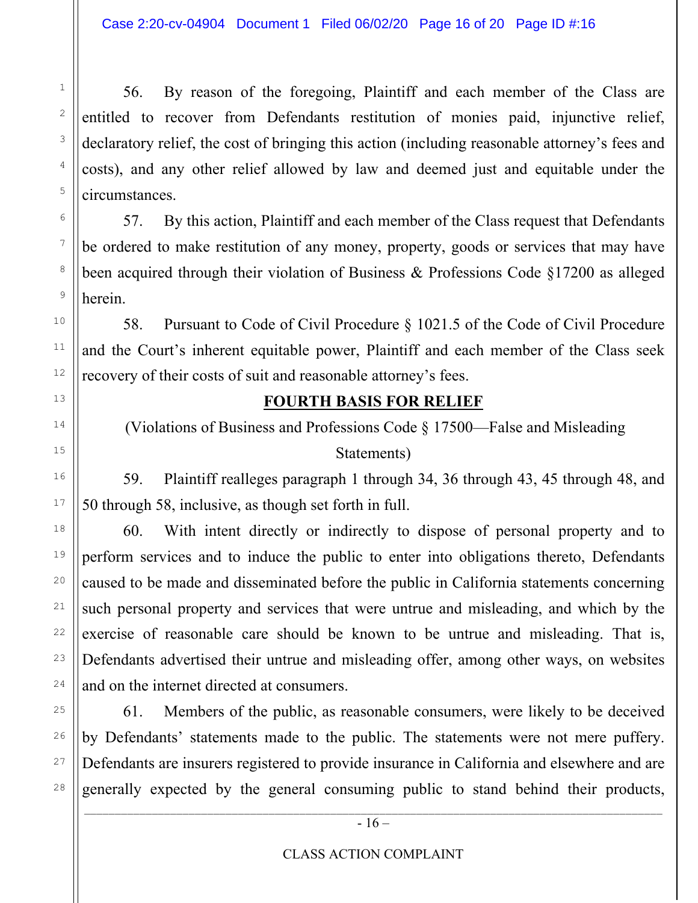56. By reason of the foregoing, Plaintiff and each member of the Class are entitled to recover from Defendants restitution of monies paid, injunctive relief, declaratory relief, the cost of bringing this action (including reasonable attorney's fees and costs), and any other relief allowed by law and deemed just and equitable under the circumstances.

57. By this action, Plaintiff and each member of the Class request that Defendants be ordered to make restitution of any money, property, goods or services that may have been acquired through their violation of Business & Professions Code §17200 as alleged herein.

58. Pursuant to Code of Civil Procedure § 1021.5 of the Code of Civil Procedure and the Court's inherent equitable power, Plaintiff and each member of the Class seek recovery of their costs of suit and reasonable attorney's fees.

## FOURTH BASIS FOR RELIEF

(Violations of Business and Professions Code § 17500—False and Misleading Statements)

59. Plaintiff realleges paragraph 1 through 34, 36 through 43, 45 through 48, and 50 through 58, inclusive, as though set forth in full.

60. With intent directly or indirectly to dispose of personal property and to perform services and to induce the public to enter into obligations thereto, Defendants caused to be made and disseminated before the public in California statements concerning such personal property and services that were untrue and misleading, and which by the exercise of reasonable care should be known to be untrue and misleading. That is, Defendants advertised their untrue and misleading offer, among other ways, on websites and on the internet directed at consumers.

61. Members of the public, as reasonable consumers, were likely to be deceived by Defendants' statements made to the public. The statements were not mere puffery. Defendants are insurers registered to provide insurance in California and elsewhere and are generally expected by the general consuming public to stand behind their products,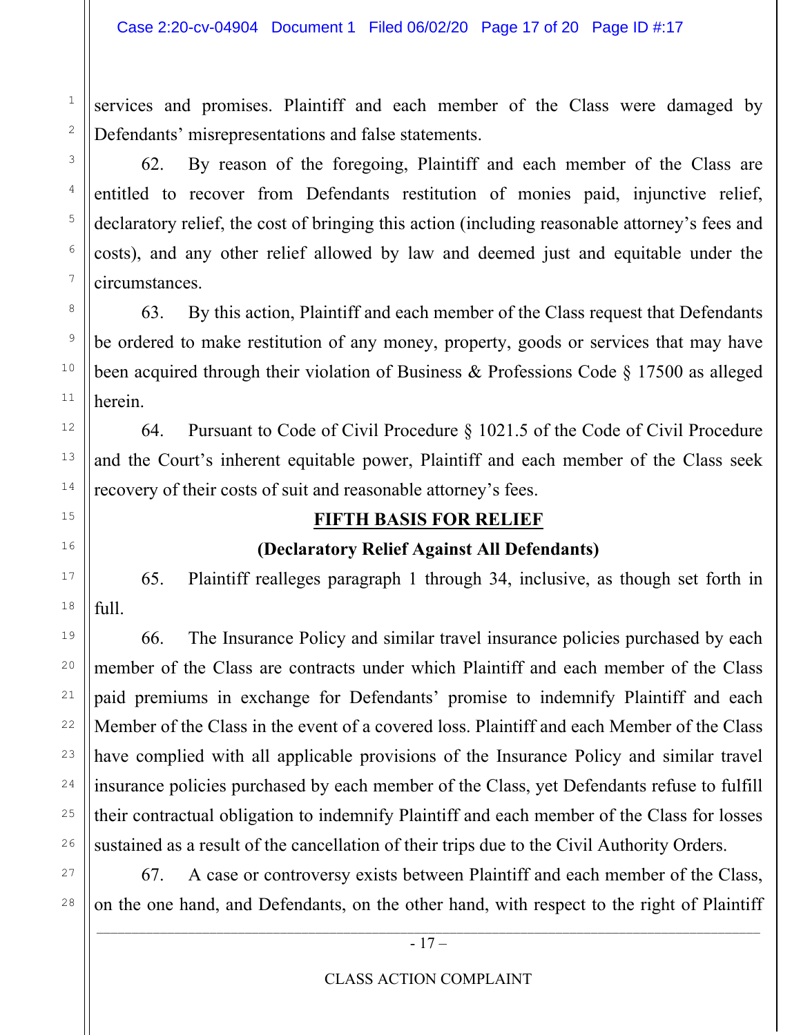services and promises. Plaintiff and each member of the Class were damaged by Defendants' misrepresentations and false statements.

62. By reason of the foregoing, Plaintiff and each member of the Class are entitled to recover from Defendants restitution of monies paid, injunctive relief, declaratory relief, the cost of bringing this action (including reasonable attorney's fees and costs), and any other relief allowed by law and deemed just and equitable under the circumstances.

63. By this action, Plaintiff and each member of the Class request that Defendants be ordered to make restitution of any money, property, goods or services that may have been acquired through their violation of Business & Professions Code § 17500 as alleged herein.

64. Pursuant to Code of Civil Procedure § 1021.5 of the Code of Civil Procedure and the Court's inherent equitable power, Plaintiff and each member of the Class seek recovery of their costs of suit and reasonable attorney's fees.

## FIFTH BASIS FOR RELIEF

### (Declaratory Relief Against All Defendants)

65. Plaintiff realleges paragraph 1 through 34, inclusive, as though set forth in full.

66. The Insurance Policy and similar travel insurance policies purchased by each member of the Class are contracts under which Plaintiff and each member of the Class paid premiums in exchange for Defendants' promise to indemnify Plaintiff and each Member of the Class in the event of a covered loss. Plaintiff and each Member of the Class have complied with all applicable provisions of the Insurance Policy and similar travel insurance policies purchased by each member of the Class, yet Defendants refuse to fulfill their contractual obligation to indemnify Plaintiff and each member of the Class for losses sustained as a result of the cancellation of their trips due to the Civil Authority Orders.

67. A case or controversy exists between Plaintiff and each member of the Class, on the one hand, and Defendants, on the other hand, with respect to the right of Plaintiff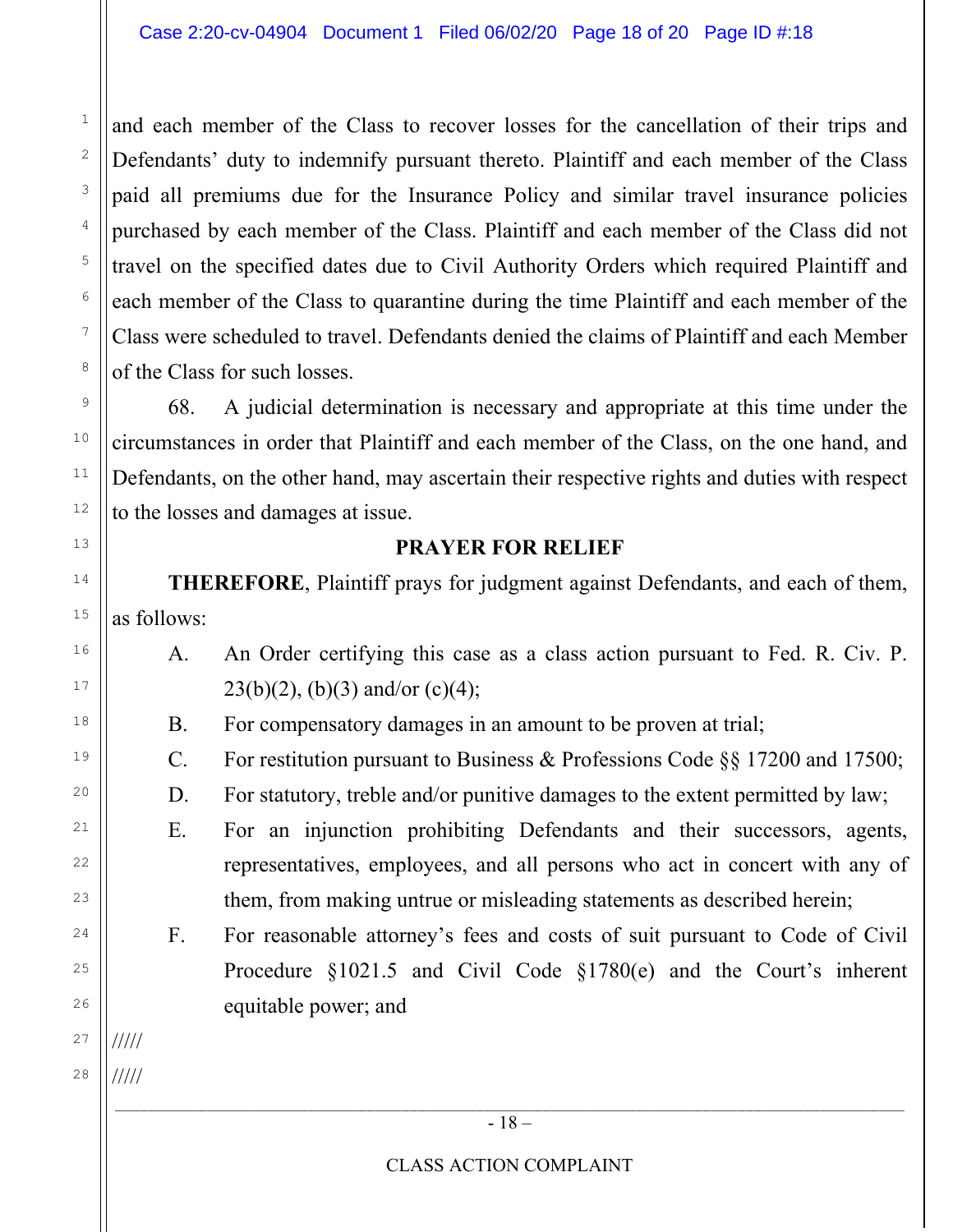and each member of the Class to recover losses for the cancellation of their trips and Defendants' duty to indemnify pursuant thereto. Plaintiff and each member of the Class paid all premiums due for the Insurance Policy and similar travel insurance policies purchased by each member of the Class. Plaintiff and each member of the Class did not travel on the specified dates due to Civil Authority Orders which required Plaintiff and each member of the Class to quarantine during the time Plaintiff and each member of the Class were scheduled to travel. Defendants denied the claims of Plaintiff and each Member of the Class for such losses.

68. A judicial determination is necessary and appropriate at this time under the circumstances in order that Plaintiff and each member of the Class, on the one hand, and Defendants, on the other hand, may ascertain their respective rights and duties with respect to the losses and damages at issue.

## PRAYER FOR RELIEF

**THEREFORE**, Plaintiff prays for judgment against Defendants, and each of them, as follows:

A. An Order certifying this case as a class action pursuant to Fed. R. Civ. P. 23(b)(2), (b)(3) and/or (c)(4);

B. For compensatory damages in an amount to be proven at trial;

C. For restitution pursuant to Business & Professions Code §§ 17200 and 17500;

D. For statutory, treble and/or punitive damages to the extent permitted by law;

E. For an injunction prohibiting Defendants and their successors, agents, representatives, employees, and all persons who act in concert with any of them, from making untrue or misleading statements as described herein;

F. For reasonable attorney's fees and costs of suit pursuant to Code of Civil Procedure §1021.5 and Civil Code §1780(e) and the Court's inherent equitable power; and

/////

/////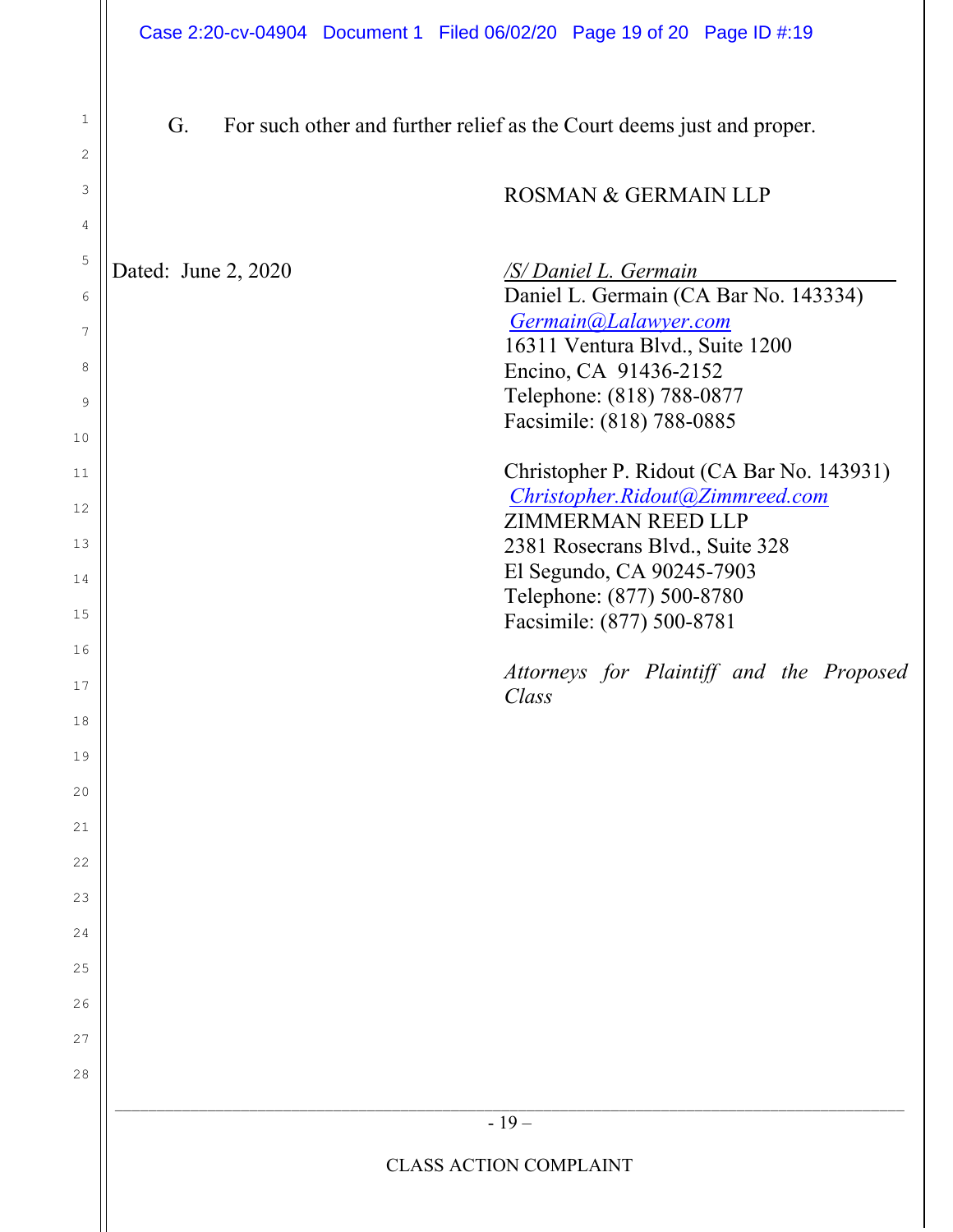G. For such other and further relief as the Court deems just and proper.

ROSMAN & GERMAIN LLP

Dated: June 2, 2020

*/S/ Daniel L. Germain*
Daniel L. Germain (CA Bar No. 143334)
Germain@Lalawyer.com
16311 Ventura Blvd., Suite 1200
Encino, CA 91436-2152
Telephone: (818) 788-0877
Facsimile: (818) 788-0885

Christopher P. Ridout (CA Bar No. 143931)
Christopher.Ridout@Zimmreed.com
ZIMMERMAN REED LLP
2381 Rosecrans Blvd., Suite 328
El Segundo, CA 90245-7903
Telephone: (877) 500-8780
Facsimile: (877) 500-8781

*Attorneys for Plaintiff and the Proposed Class*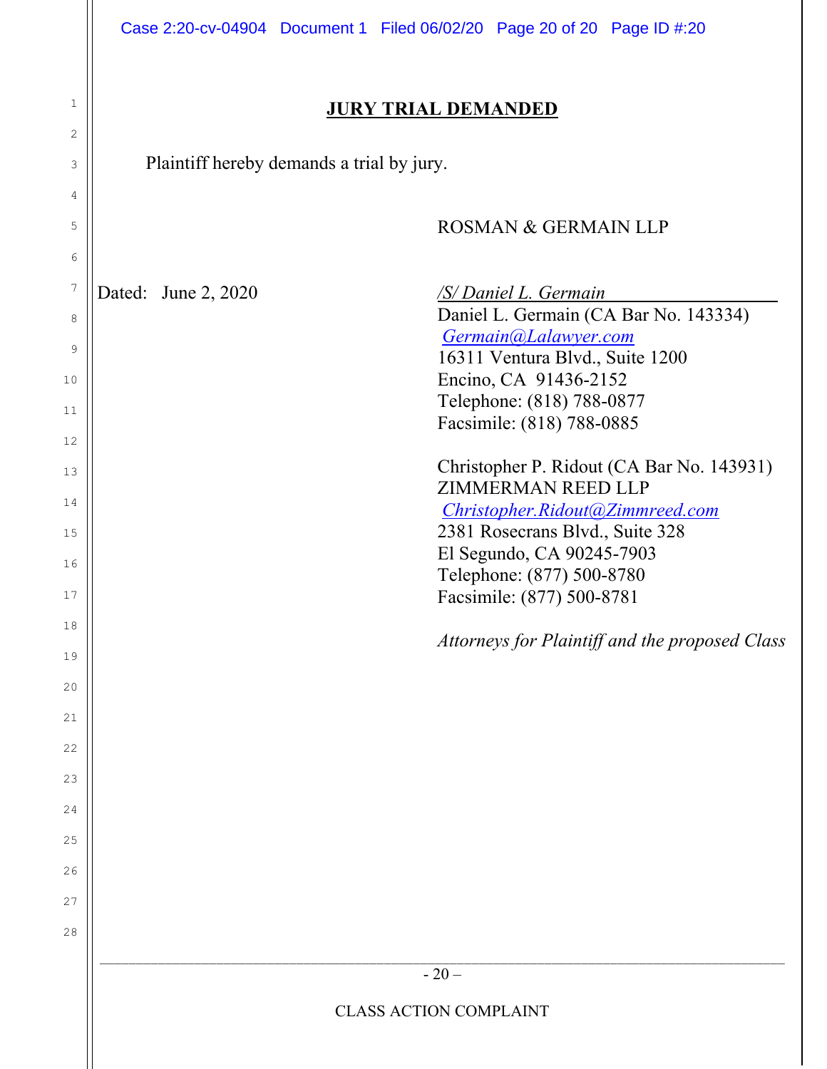**JURY TRIAL DEMANDED**

Plaintiff hereby demands a trial by jury.

ROSMAN & GERMAIN LLP

Dated: June 2, 2020

*/S/ Daniel L. Germain*
Daniel L. Germain (CA Bar No. 143334)
*Germain@Lalawyer.com*
16311 Ventura Blvd., Suite 1200
Encino, CA 91436-2152
Telephone: (818) 788-0877
Facsimile: (818) 788-0885

Christopher P. Ridout (CA Bar No. 143931)
ZIMMERMAN REED LLP
*Christopher.Ridout@Zimmreed.com*
2381 Rosecrans Blvd., Suite 328
El Segundo, CA 90245-7903
Telephone: (877) 500-8780
Facsimile: (877) 500-8781

*Attorneys for Plaintiff and the proposed Class*